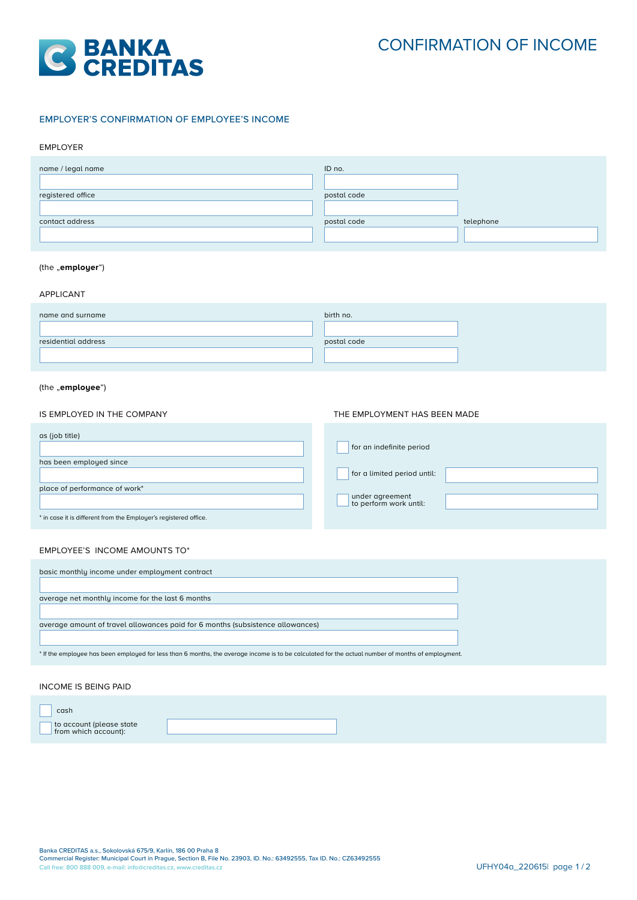BANKA CREDITAS

# CONFIRMATION OF INCOME

## EMPLOYER'S CONFIRMATION OF EMPLOYEE'S INCOME

### EMPLOYER

| name / legal name | ID no. | |
|---|---|---|
| | | |
| registered office | postal code | |
| | | |
| contact address | postal code | telephone |
| | | |

(the „**employer**“)

### APPLICANT

| name and surname | birth no. |
|---|---|
| | |
| residential address | postal code |
| | |

(the „**employee**“)

### IS EMPLOYED IN THE COMPANY

as (job title)

has been employed since

place of performance of work*

\* in case it is different from the Employer's registered office.

### THE EMPLOYMENT HAS BEEN MADE

- ☐ for an indefinite period
- ☐ for a limited period until:
- ☐ under agreement to perform work until:

### EMPLOYEE'S INCOME AMOUNTS TO*

basic monthly income under employment contract

average net monthly income for the last 6 months

average amount of travel allowances paid for 6 months (subsistence allowances)

\* If the employee has been employed for less than 6 months, the average income is to be calculated for the actual number of months of employment.

### INCOME IS BEING PAID

- ☐ cash
- ☐ to account (please state from which account):

Banka CREDITAS a.s., Sokolovská 675/9, Karlín, 186 00 Praha 8
Commercial Register: Municipal Court in Prague, Section B, File No. 23903, ID. No.: 63492555, Tax ID. No.: CZ63492555
Call free: 800 888 009, e-mail: info@creditas.cz, www.creditas.cz

UFHY04a_220615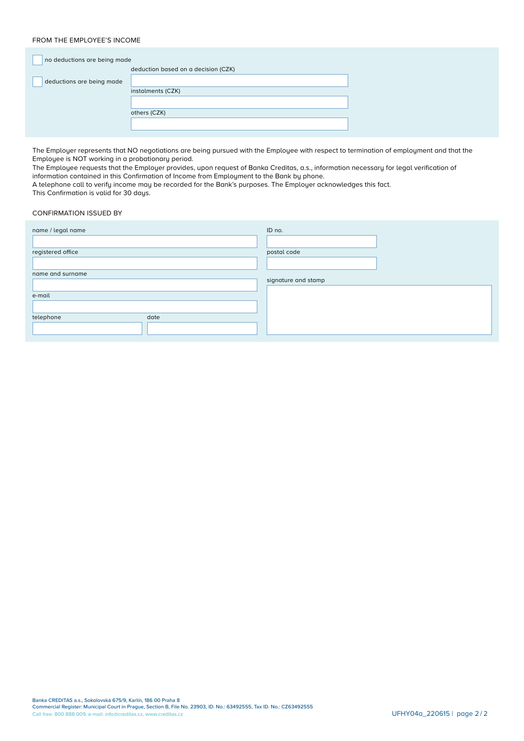## FROM THE EMPLOYEE'S INCOME

☐ no deductions are being made

☐ deductions are being made

deduction based on a decision (CZK)

instalments (CZK)

others (CZK)

The Employer represents that NO negotiations are being pursued with the Employee with respect to termination of employment and that the Employee is NOT working in a probationary period.
The Employee requests that the Employer provides, upon request of Banka Creditas, a.s., information necessary for legal verification of information contained in this Confirmation of Income from Employment to the Bank by phone.
A telephone call to verify income may be recorded for the Bank's purposes. The Employer acknowledges this fact.
This Confirmation is valid for 30 days.

## CONFIRMATION ISSUED BY

name / legal name

ID no.

registered office

postal code

name and surname

signature and stamp

e-mail

telephone

date

Banka CREDITAS a.s., Sokolovská 675/9, Karlín, 186 00 Praha 8
Commercial Register: Municipal Court in Prague, Section B, File No. 23903, ID. No.: 63492555, Tax ID. No.: CZ63492555
Call free: 800 888 009, e-mail: info@creditas.cz, www.creditas.cz

UFHY04a_220615